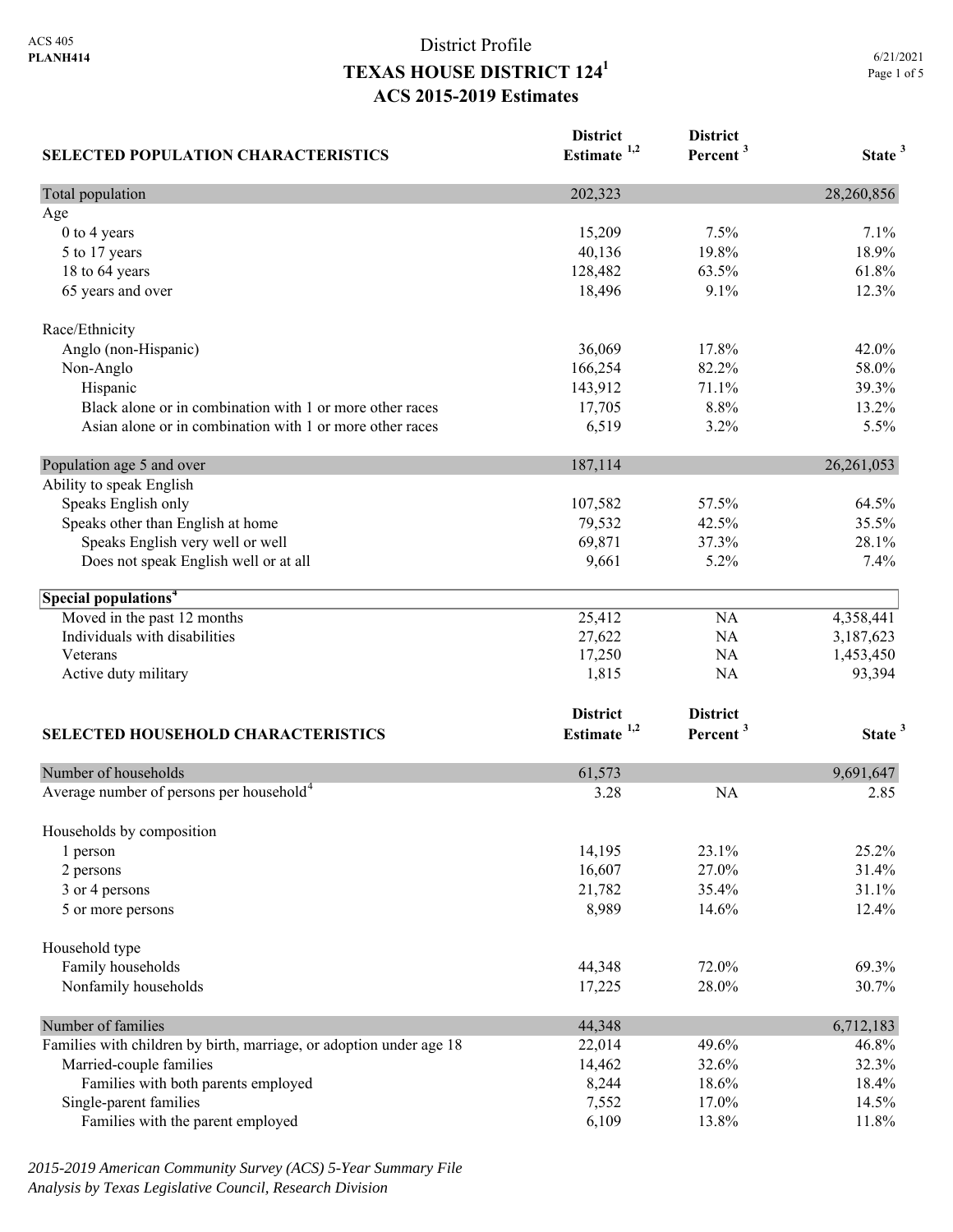ACS 405
**PLANH414**

# District Profile
# TEXAS HOUSE DISTRICT 124[1]
## ACS 2015-2019 Estimates

6/21/2021

| SELECTED POPULATION CHARACTERISTICS | District Estimate [1,2] | District Percent [3] | State [3] |
|---|---|---|---|
| Total population | 202,323 | | 28,260,856 |
| Age | | | |
| 0 to 4 years | 15,209 | 7.5% | 7.1% |
| 5 to 17 years | 40,136 | 19.8% | 18.9% |
| 18 to 64 years | 128,482 | 63.5% | 61.8% |
| 65 years and over | 18,496 | 9.1% | 12.3% |
| Race/Ethnicity | | | |
| Anglo (non-Hispanic) | 36,069 | 17.8% | 42.0% |
| Non-Anglo | 166,254 | 82.2% | 58.0% |
| Hispanic | 143,912 | 71.1% | 39.3% |
| Black alone or in combination with 1 or more other races | 17,705 | 8.8% | 13.2% |
| Asian alone or in combination with 1 or more other races | 6,519 | 3.2% | 5.5% |
| Population age 5 and over | 187,114 | | 26,261,053 |
| Ability to speak English | | | |
| Speaks English only | 107,582 | 57.5% | 64.5% |
| Speaks other than English at home | 79,532 | 42.5% | 35.5% |
| Speaks English very well or well | 69,871 | 37.3% | 28.1% |
| Does not speak English well or at all | 9,661 | 5.2% | 7.4% |
| **Special populations[4]** | | | |
| Moved in the past 12 months | 25,412 | NA | 4,358,441 |
| Individuals with disabilities | 27,622 | NA | 3,187,623 |
| Veterans | 17,250 | NA | 1,453,450 |
| Active duty military | 1,815 | NA | 93,394 |

| SELECTED HOUSEHOLD CHARACTERISTICS | District Estimate [1,2] | District Percent [3] | State [3] |
|---|---|---|---|
| Number of households | 61,573 | | 9,691,647 |
| Average number of persons per household[4] | 3.28 | NA | 2.85 |
| Households by composition | | | |
| 1 person | 14,195 | 23.1% | 25.2% |
| 2 persons | 16,607 | 27.0% | 31.4% |
| 3 or 4 persons | 21,782 | 35.4% | 31.1% |
| 5 or more persons | 8,989 | 14.6% | 12.4% |
| Household type | | | |
| Family households | 44,348 | 72.0% | 69.3% |
| Nonfamily households | 17,225 | 28.0% | 30.7% |
| Number of families | 44,348 | | 6,712,183 |
| Families with children by birth, marriage, or adoption under age 18 | 22,014 | 49.6% | 46.8% |
| Married-couple families | 14,462 | 32.6% | 32.3% |
| Families with both parents employed | 8,244 | 18.6% | 18.4% |
| Single-parent families | 7,552 | 17.0% | 14.5% |
| Families with the parent employed | 6,109 | 13.8% | 11.8% |

*2015-2019 American Community Survey (ACS) 5-Year Summary File*
*Analysis by Texas Legislative Council, Research Division*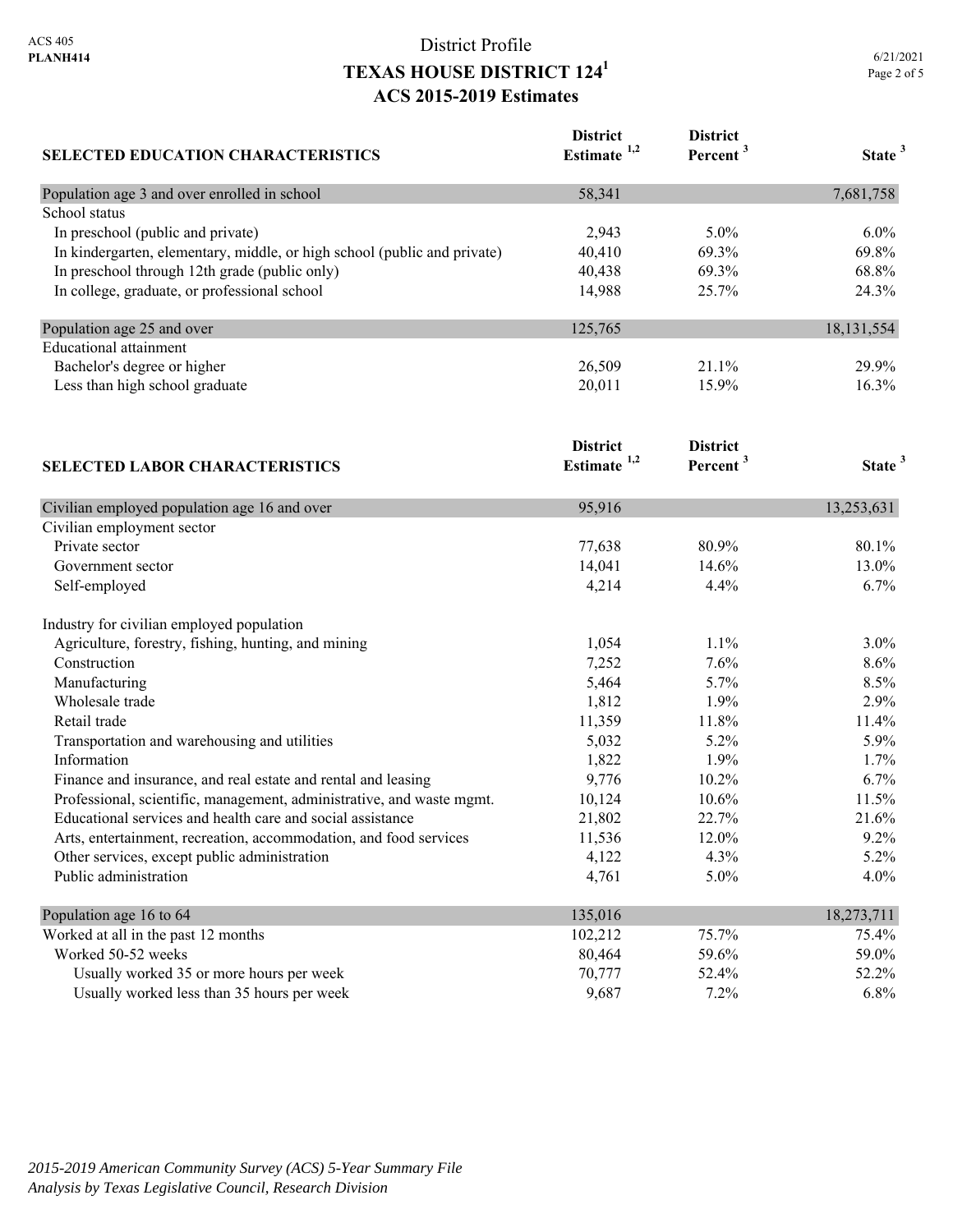District Profile

# TEXAS HOUSE DISTRICT 124[1]

## ACS 2015-2019 Estimates

| SELECTED EDUCATION CHARACTERISTICS | District Estimate [1,2] | District Percent [3] | State [3] |
|---|---|---|---|
| Population age 3 and over enrolled in school | 58,341 | | 7,681,758 |
| School status | | | |
| In preschool (public and private) | 2,943 | 5.0% | 6.0% |
| In kindergarten, elementary, middle, or high school (public and private) | 40,410 | 69.3% | 69.8% |
| In preschool through 12th grade (public only) | 40,438 | 69.3% | 68.8% |
| In college, graduate, or professional school | 14,988 | 25.7% | 24.3% |
| Population age 25 and over | 125,765 | | 18,131,554 |
| Educational attainment | | | |
| Bachelor's degree or higher | 26,509 | 21.1% | 29.9% |
| Less than high school graduate | 20,011 | 15.9% | 16.3% |

| SELECTED LABOR CHARACTERISTICS | District Estimate [1,2] | District Percent [3] | State [3] |
|---|---|---|---|
| Civilian employed population age 16 and over | 95,916 | | 13,253,631 |
| Civilian employment sector | | | |
| Private sector | 77,638 | 80.9% | 80.1% |
| Government sector | 14,041 | 14.6% | 13.0% |
| Self-employed | 4,214 | 4.4% | 6.7% |
| Industry for civilian employed population | | | |
| Agriculture, forestry, fishing, hunting, and mining | 1,054 | 1.1% | 3.0% |
| Construction | 7,252 | 7.6% | 8.6% |
| Manufacturing | 5,464 | 5.7% | 8.5% |
| Wholesale trade | 1,812 | 1.9% | 2.9% |
| Retail trade | 11,359 | 11.8% | 11.4% |
| Transportation and warehousing and utilities | 5,032 | 5.2% | 5.9% |
| Information | 1,822 | 1.9% | 1.7% |
| Finance and insurance, and real estate and rental and leasing | 9,776 | 10.2% | 6.7% |
| Professional, scientific, management, administrative, and waste mgmt. | 10,124 | 10.6% | 11.5% |
| Educational services and health care and social assistance | 21,802 | 22.7% | 21.6% |
| Arts, entertainment, recreation, accommodation, and food services | 11,536 | 12.0% | 9.2% |
| Other services, except public administration | 4,122 | 4.3% | 5.2% |
| Public administration | 4,761 | 5.0% | 4.0% |
| Population age 16 to 64 | 135,016 | | 18,273,711 |
| Worked at all in the past 12 months | 102,212 | 75.7% | 75.4% |
| Worked 50-52 weeks | 80,464 | 59.6% | 59.0% |
| Usually worked 35 or more hours per week | 70,777 | 52.4% | 52.2% |
| Usually worked less than 35 hours per week | 9,687 | 7.2% | 6.8% |

*2015-2019 American Community Survey (ACS) 5-Year Summary File*
*Analysis by Texas Legislative Council, Research Division*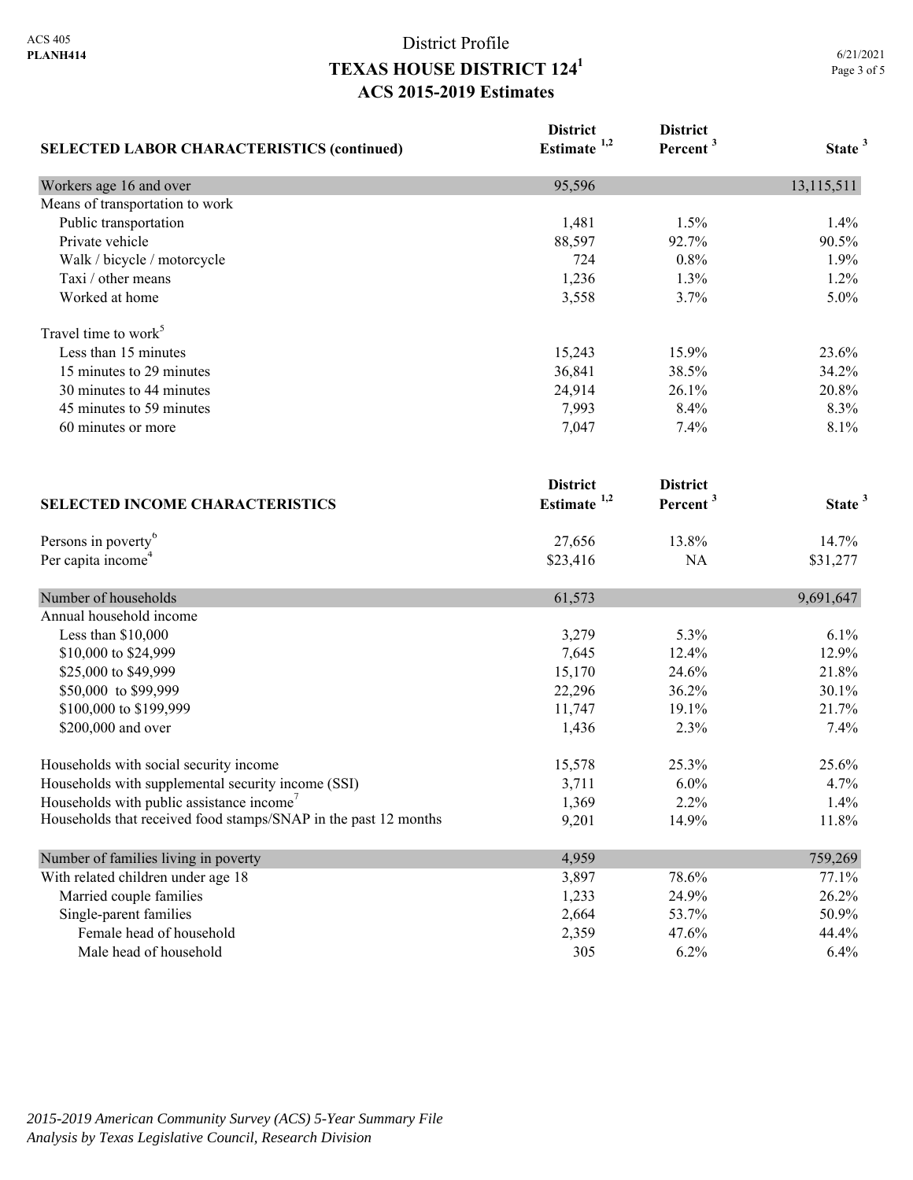# District Profile

## TEXAS HOUSE DISTRICT 124[1]

## ACS 2015-2019 Estimates

| SELECTED LABOR CHARACTERISTICS (continued) | District Estimate [1,2] | District Percent [3] | State [3] |
|---|---|---|---|
| Workers age 16 and over | 95,596 | | 13,115,511 |
| Means of transportation to work | | | |
| Public transportation | 1,481 | 1.5% | 1.4% |
| Private vehicle | 88,597 | 92.7% | 90.5% |
| Walk / bicycle / motorcycle | 724 | 0.8% | 1.9% |
| Taxi / other means | 1,236 | 1.3% | 1.2% |
| Worked at home | 3,558 | 3.7% | 5.0% |
| Travel time to work[5] | | | |
| Less than 15 minutes | 15,243 | 15.9% | 23.6% |
| 15 minutes to 29 minutes | 36,841 | 38.5% | 34.2% |
| 30 minutes to 44 minutes | 24,914 | 26.1% | 20.8% |
| 45 minutes to 59 minutes | 7,993 | 8.4% | 8.3% |
| 60 minutes or more | 7,047 | 7.4% | 8.1% |

| SELECTED INCOME CHARACTERISTICS | District Estimate [1,2] | District Percent [3] | State [3] |
|---|---|---|---|
| Persons in poverty[6] | 27,656 | 13.8% | 14.7% |
| Per capita income[4] | $23,416 | NA | $31,277 |
| Number of households | 61,573 | | 9,691,647 |
| Annual household income | | | |
| Less than $10,000 | 3,279 | 5.3% | 6.1% |
| $10,000 to $24,999 | 7,645 | 12.4% | 12.9% |
| $25,000 to $49,999 | 15,170 | 24.6% | 21.8% |
| $50,000 to $99,999 | 22,296 | 36.2% | 30.1% |
| $100,000 to $199,999 | 11,747 | 19.1% | 21.7% |
| $200,000 and over | 1,436 | 2.3% | 7.4% |
| Households with social security income | 15,578 | 25.3% | 25.6% |
| Households with supplemental security income (SSI) | 3,711 | 6.0% | 4.7% |
| Households with public assistance income[7] | 1,369 | 2.2% | 1.4% |
| Households that received food stamps/SNAP in the past 12 months | 9,201 | 14.9% | 11.8% |
| Number of families living in poverty | 4,959 | | 759,269 |
| With related children under age 18 | 3,897 | 78.6% | 77.1% |
| Married couple families | 1,233 | 24.9% | 26.2% |
| Single-parent families | 2,664 | 53.7% | 50.9% |
| Female head of household | 2,359 | 47.6% | 44.4% |
| Male head of household | 305 | 6.2% | 6.4% |

*2015-2019 American Community Survey (ACS) 5-Year Summary File*
*Analysis by Texas Legislative Council, Research Division*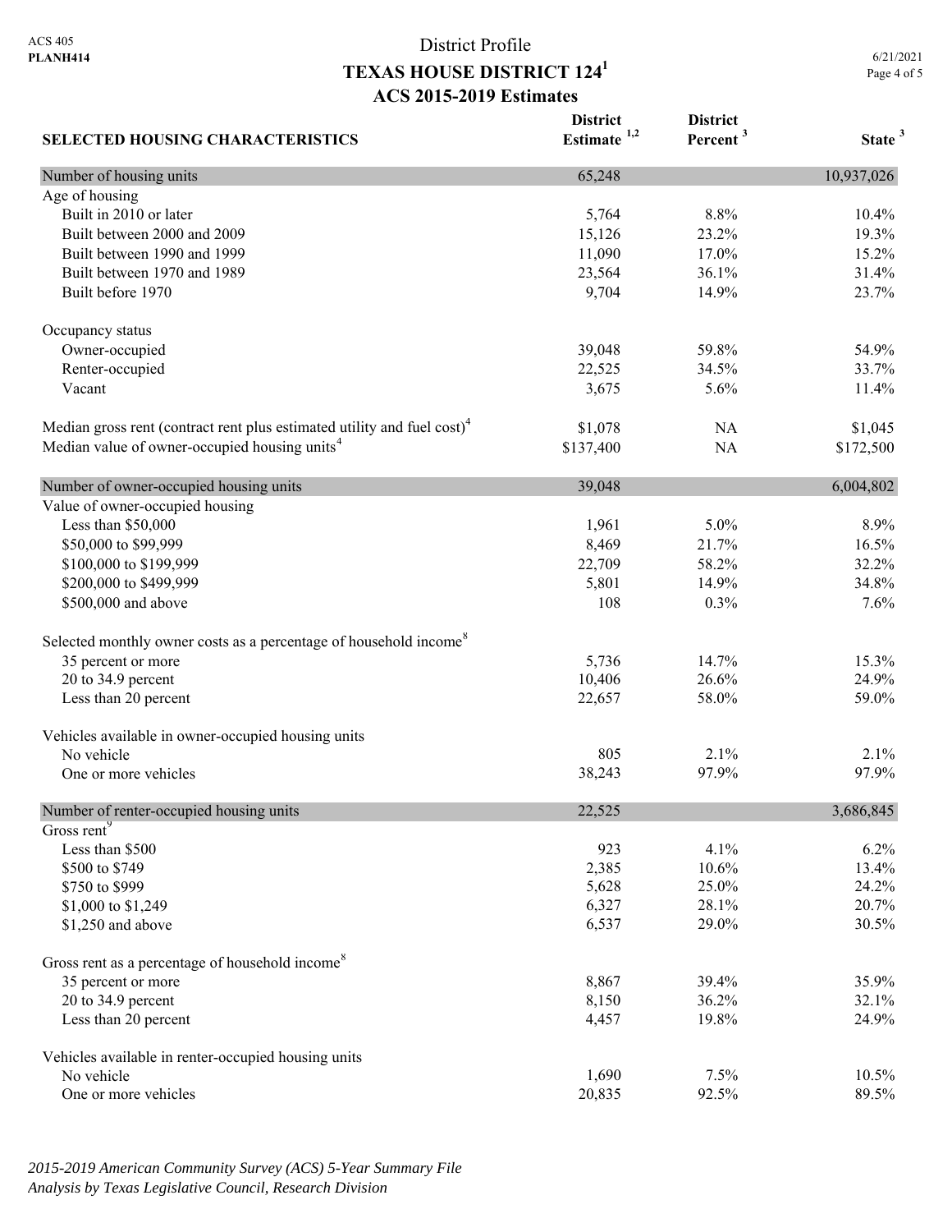ACS 405
**PLANH414**

# District Profile
## TEXAS HOUSE DISTRICT 124[1]
## ACS 2015-2019 Estimates

6/21/2021

| SELECTED HOUSING CHARACTERISTICS | District Estimate [1,2] | District Percent [3] | State [3] |
|---|---|---|---|
| Number of housing units | 65,248 | | 10,937,026 |
| Age of housing | | | |
| Built in 2010 or later | 5,764 | 8.8% | 10.4% |
| Built between 2000 and 2009 | 15,126 | 23.2% | 19.3% |
| Built between 1990 and 1999 | 11,090 | 17.0% | 15.2% |
| Built between 1970 and 1989 | 23,564 | 36.1% | 31.4% |
| Built before 1970 | 9,704 | 14.9% | 23.7% |
| Occupancy status | | | |
| Owner-occupied | 39,048 | 59.8% | 54.9% |
| Renter-occupied | 22,525 | 34.5% | 33.7% |
| Vacant | 3,675 | 5.6% | 11.4% |
| Median gross rent (contract rent plus estimated utility and fuel cost)[4] | $1,078 | NA | $1,045 |
| Median value of owner-occupied housing units[4] | $137,400 | NA | $172,500 |
| Number of owner-occupied housing units | 39,048 | | 6,004,802 |
| Value of owner-occupied housing | | | |
| Less than $50,000 | 1,961 | 5.0% | 8.9% |
| $50,000 to $99,999 | 8,469 | 21.7% | 16.5% |
| $100,000 to $199,999 | 22,709 | 58.2% | 32.2% |
| $200,000 to $499,999 | 5,801 | 14.9% | 34.8% |
| $500,000 and above | 108 | 0.3% | 7.6% |
| Selected monthly owner costs as a percentage of household income[8] | | | |
| 35 percent or more | 5,736 | 14.7% | 15.3% |
| 20 to 34.9 percent | 10,406 | 26.6% | 24.9% |
| Less than 20 percent | 22,657 | 58.0% | 59.0% |
| Vehicles available in owner-occupied housing units | | | |
| No vehicle | 805 | 2.1% | 2.1% |
| One or more vehicles | 38,243 | 97.9% | 97.9% |
| Number of renter-occupied housing units | 22,525 | | 3,686,845 |
| Gross rent[9] | | | |
| Less than $500 | 923 | 4.1% | 6.2% |
| $500 to $749 | 2,385 | 10.6% | 13.4% |
| $750 to $999 | 5,628 | 25.0% | 24.2% |
| $1,000 to $1,249 | 6,327 | 28.1% | 20.7% |
| $1,250 and above | 6,537 | 29.0% | 30.5% |
| Gross rent as a percentage of household income[8] | | | |
| 35 percent or more | 8,867 | 39.4% | 35.9% |
| 20 to 34.9 percent | 8,150 | 36.2% | 32.1% |
| Less than 20 percent | 4,457 | 19.8% | 24.9% |
| Vehicles available in renter-occupied housing units | | | |
| No vehicle | 1,690 | 7.5% | 10.5% |
| One or more vehicles | 20,835 | 92.5% | 89.5% |

*2015-2019 American Community Survey (ACS) 5-Year Summary File*
*Analysis by Texas Legislative Council, Research Division*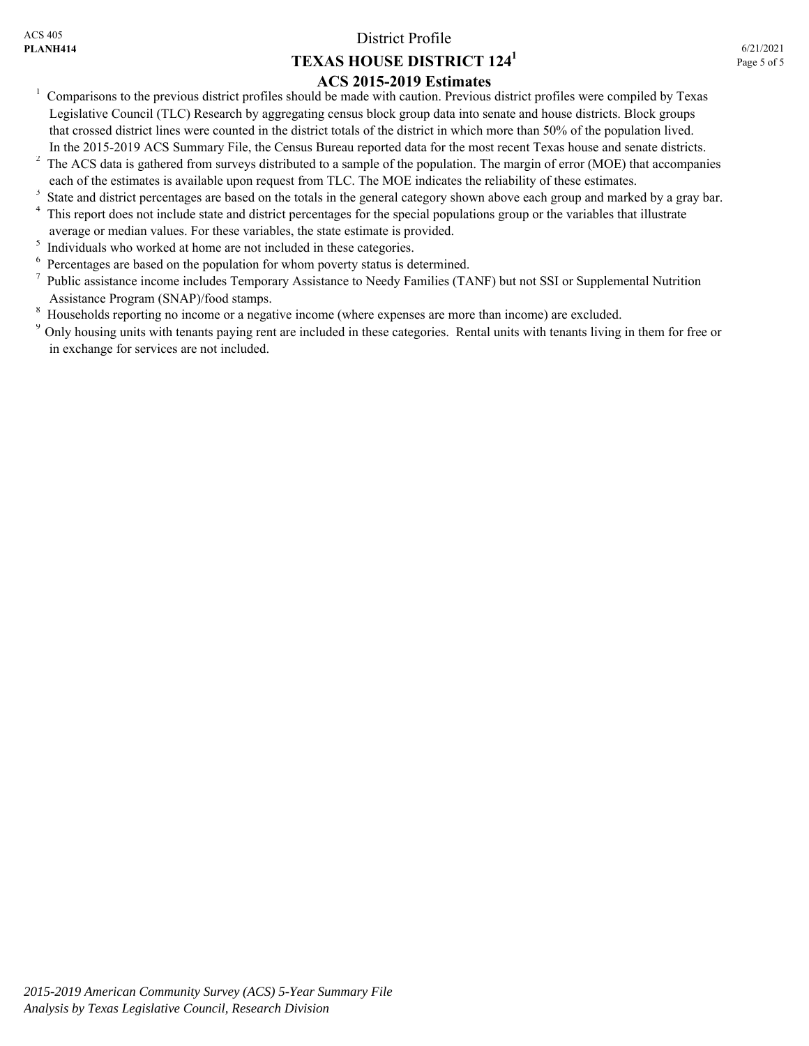[1] Comparisons to the previous district profiles should be made with caution. Previous district profiles were compiled by Texas Legislative Council (TLC) Research by aggregating census block group data into senate and house districts. Block groups that crossed district lines were counted in the district totals of the district in which more than 50% of the population lived. In the 2015-2019 ACS Summary File, the Census Bureau reported data for the most recent Texas house and senate districts.

[2] The ACS data is gathered from surveys distributed to a sample of the population. The margin of error (MOE) that accompanies each of the estimates is available upon request from TLC. The MOE indicates the reliability of these estimates.

[3] State and district percentages are based on the totals in the general category shown above each group and marked by a gray bar.

[4] This report does not include state and district percentages for the special populations group or the variables that illustrate average or median values. For these variables, the state estimate is provided.

[5] Individuals who worked at home are not included in these categories.

[6] Percentages are based on the population for whom poverty status is determined.

[7] Public assistance income includes Temporary Assistance to Needy Families (TANF) but not SSI or Supplemental Nutrition Assistance Program (SNAP)/food stamps.

[8] Households reporting no income or a negative income (where expenses are more than income) are excluded.

[9] Only housing units with tenants paying rent are included in these categories. Rental units with tenants living in them for free or in exchange for services are not included.